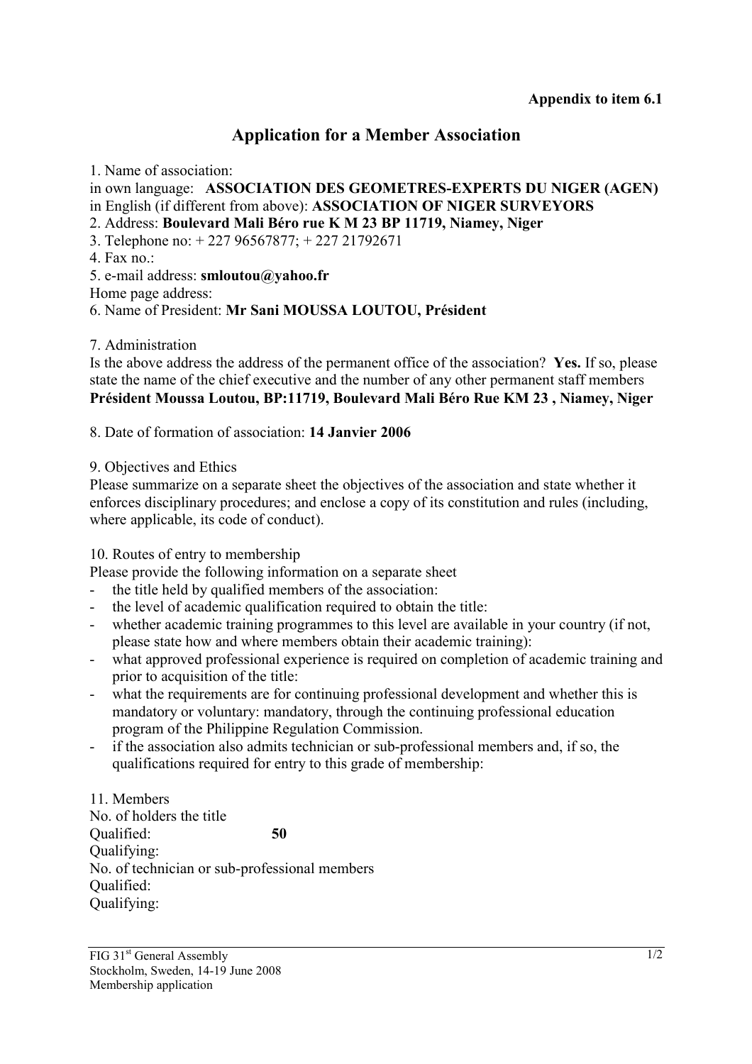**Appendix to item 6.1**

# Application for a Member Association

1. Name of association:
in own language: **ASSOCIATION DES GEOMETRES-EXPERTS DU NIGER (AGEN)**
in English (if different from above): **ASSOCIATION OF NIGER SURVEYORS**
2. Address: **Boulevard Mali Béro rue K M 23 BP 11719, Niamey, Niger**
3. Telephone no: + 227 96567877; + 227 21792671
4. Fax no.:
5. e-mail address: **smloutou@yahoo.fr**
Home page address:
6. Name of President: **Mr Sani MOUSSA LOUTOU, Président**

7. Administration
Is the above address the address of the permanent office of the association? **Yes.** If so, please state the name of the chief executive and the number of any other permanent staff members
**Président Moussa Loutou, BP:11719, Boulevard Mali Béro Rue KM 23 , Niamey, Niger**

8. Date of formation of association: **14 Janvier 2006**

9. Objectives and Ethics
Please summarize on a separate sheet the objectives of the association and state whether it enforces disciplinary procedures; and enclose a copy of its constitution and rules (including, where applicable, its code of conduct).

10. Routes of entry to membership
Please provide the following information on a separate sheet
- the title held by qualified members of the association:
- the level of academic qualification required to obtain the title:
- whether academic training programmes to this level are available in your country (if not, please state how and where members obtain their academic training):
- what approved professional experience is required on completion of academic training and prior to acquisition of the title:
- what the requirements are for continuing professional development and whether this is mandatory or voluntary: mandatory, through the continuing professional education program of the Philippine Regulation Commission.
- if the association also admits technician or sub-professional members and, if so, the qualifications required for entry to this grade of membership:

11. Members
No. of holders the title
Qualified: **50**
Qualifying:
No. of technician or sub-professional members
Qualified:
Qualifying: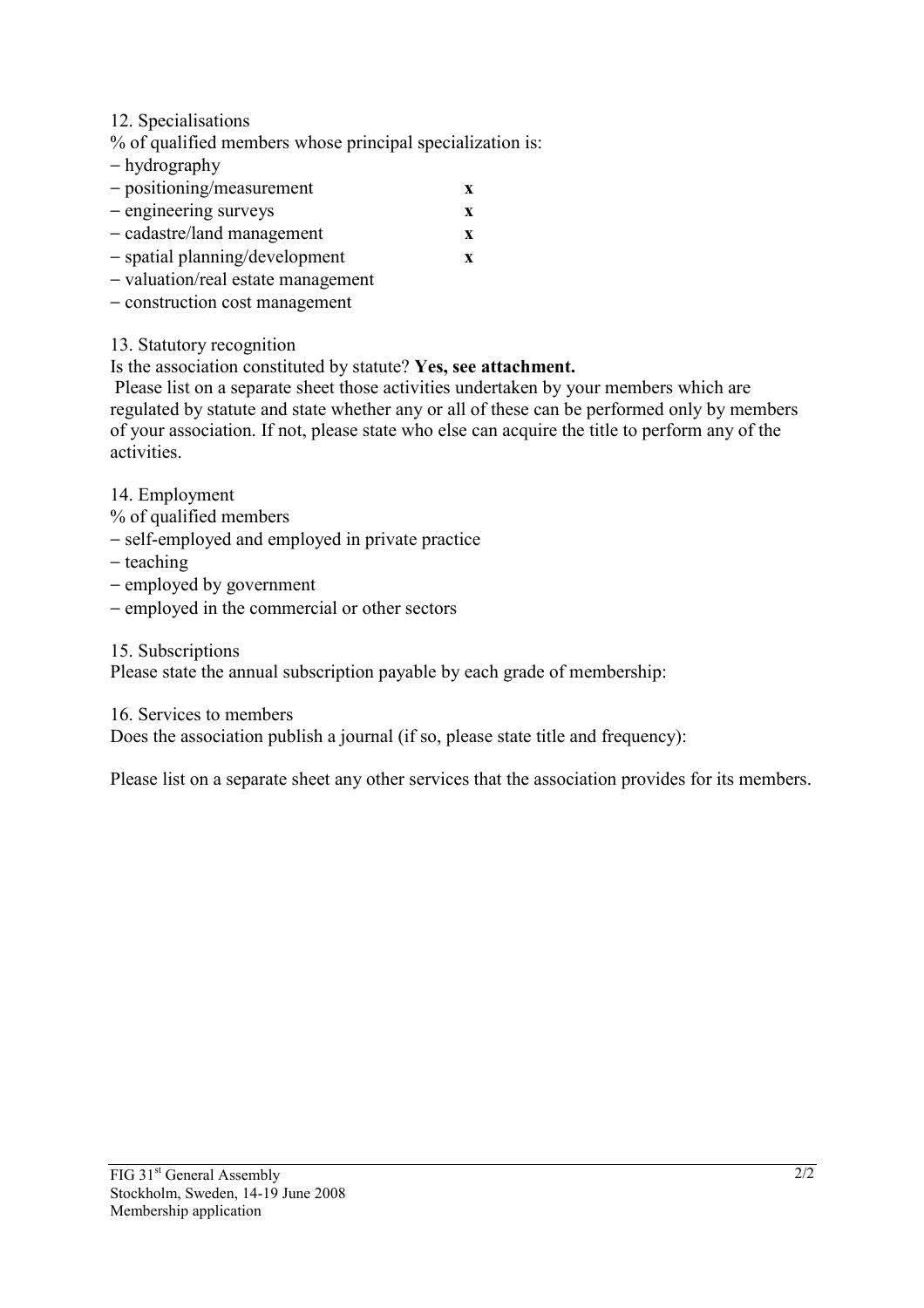12. Specialisations

% of qualified members whose principal specialization is:

- hydrography
- positioning/measurement **x**
- engineering surveys **x**
- cadastre/land management **x**
- spatial planning/development **x**
- valuation/real estate management
- construction cost management

13. Statutory recognition

Is the association constituted by statute? **Yes, see attachment.**

Please list on a separate sheet those activities undertaken by your members which are regulated by statute and state whether any or all of these can be performed only by members of your association. If not, please state who else can acquire the title to perform any of the activities.

14. Employment

% of qualified members

- self-employed and employed in private practice
- teaching
- employed by government
- employed in the commercial or other sectors

15. Subscriptions

Please state the annual subscription payable by each grade of membership:

16. Services to members

Does the association publish a journal (if so, please state title and frequency):

Please list on a separate sheet any other services that the association provides for its members.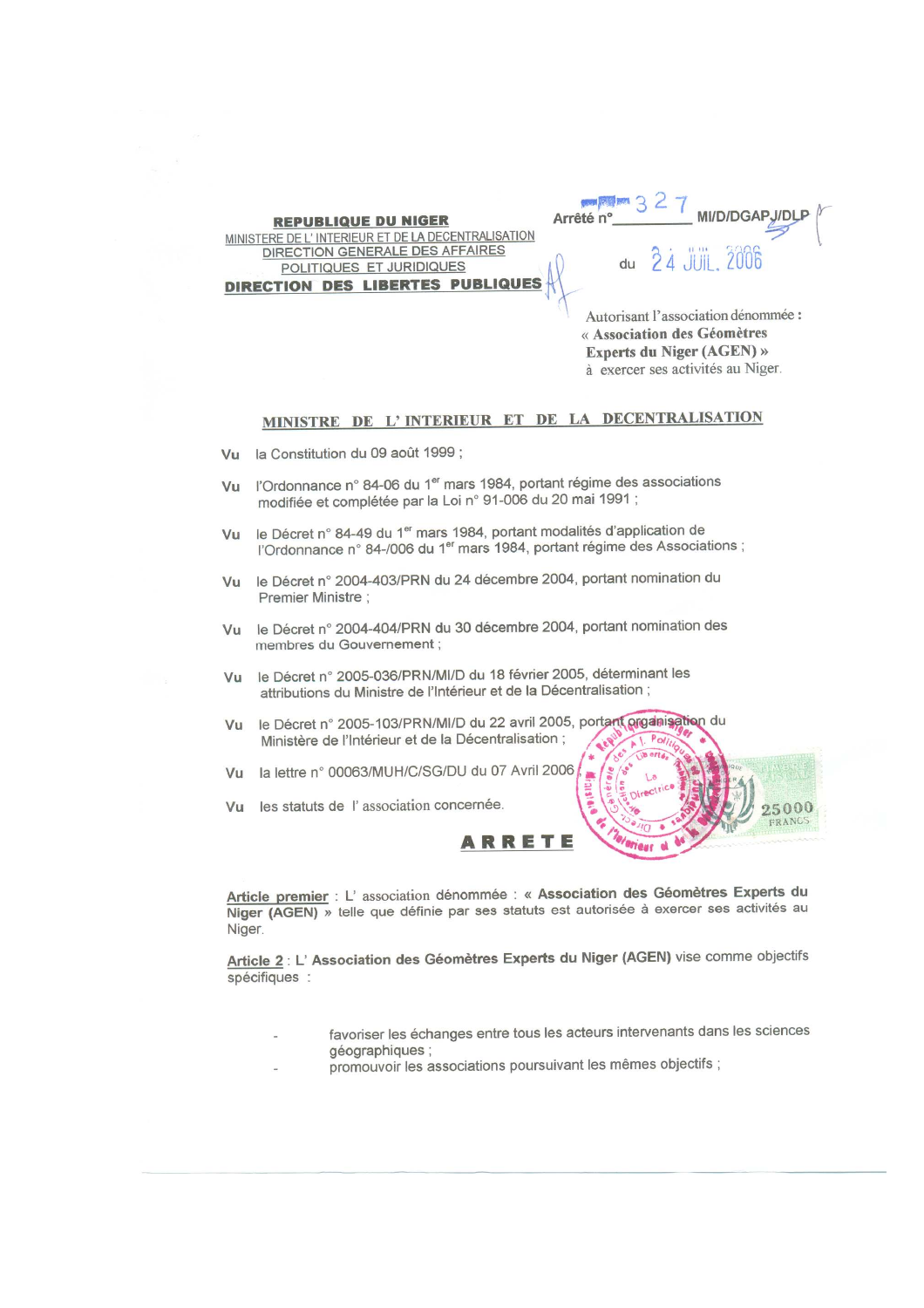**REPUBLIQUE DU NIGER**
MINISTERE DE L' INTERIEUR ET DE LA DECENTRALISATION
DIRECTION GENERALE DES AFFAIRES POLITIQUES ET JURIDIQUES
**DIRECTION DES LIBERTES PUBLIQUES**

Arrêté n° 327 MI/D/DGAPJ/DLP

du 24 JUIL. 2006

Autorisant l'association dénommée : « **Association des Géomètres Experts du Niger (AGEN)** » à exercer ses activités au Niger.

**MINISTRE DE L' INTERIEUR ET DE LA DECENTRALISATION**

**Vu** la Constitution du 09 août 1999 ;

**Vu** l'Ordonnance n° 84-06 du 1er mars 1984, portant régime des associations modifiée et complétée par la Loi n° 91-006 du 20 mai 1991 ;

**Vu** le Décret n° 84-49 du 1er mars 1984, portant modalités d'application de l'Ordonnance n° 84-/006 du 1er mars 1984, portant régime des Associations ;

**Vu** le Décret n° 2004-403/PRN du 24 décembre 2004, portant nomination du Premier Ministre ;

**Vu** le Décret n° 2004-404/PRN du 30 décembre 2004, portant nomination des membres du Gouvernement ;

**Vu** le Décret n° 2005-036/PRN/MI/D du 18 février 2005, déterminant les attributions du Ministre de l'Intérieur et de la Décentralisation ;

**Vu** le Décret n° 2005-103/PRN/MI/D du 22 avril 2005, portant organisation du Ministère de l'Intérieur et de la Décentralisation ;

**Vu** la lettre n° 00063/MUH/C/SG/DU du 07 Avril 2006

**Vu** les statuts de l' association concernée.

**ARRETE**

**Article premier** : L' association dénommée : « **Association des Géomètres Experts du Niger (AGEN)** » telle que définie par ses statuts est autorisée à exercer ses activités au Niger.

**Article 2** : L' **Association des Géomètres Experts du Niger (AGEN)** vise comme objectifs spécifiques :

- favoriser les échanges entre tous les acteurs intervenants dans les sciences géographiques ;
- promouvoir les associations poursuivant les mêmes objectifs ;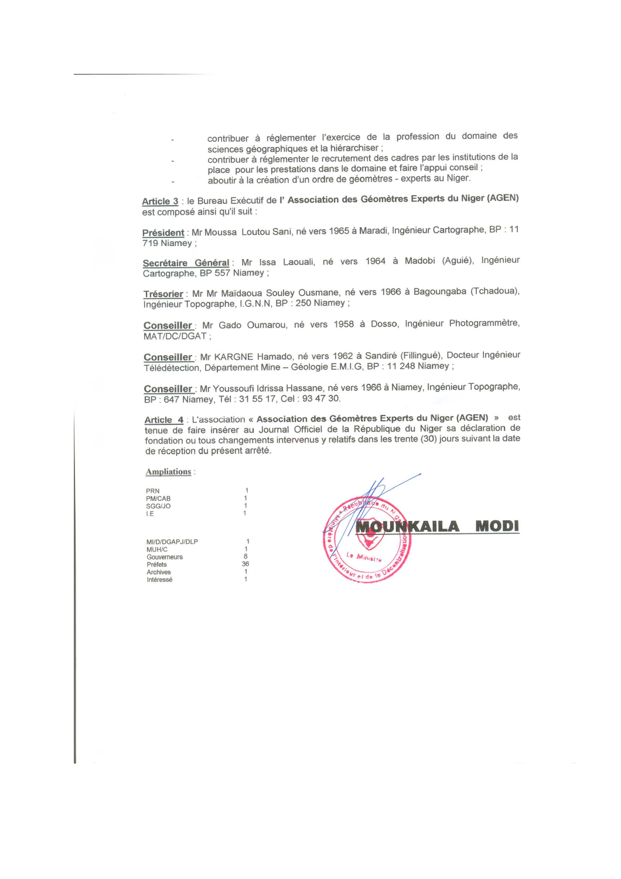- contribuer à réglementer l'exercice de la profession du domaine des sciences géographiques et la hiérarchiser ;
- contribuer à réglementer le recrutement des cadres par les institutions de la place pour les prestations dans le domaine et faire l'appui conseil ;
- aboutir à la création d'un ordre de géomètres - experts au Niger.

**Article 3** : le Bureau Exécutif de l' **Association des Géomètres Experts du Niger (AGEN)** est composé ainsi qu'il suit :

**Président** : Mr Moussa Loutou Sani, né vers 1965 à Maradi, Ingénieur Cartographe, BP : 11 719 Niamey ;

**Secrétaire Général** : Mr Issa Laouali, né vers 1964 à Madobi (Aguié), Ingénieur Cartographe, BP 557 Niamey ;

**Trésorier** : Mr Mr Maïdaoua Souley Ousmane, né vers 1966 à Bagoungaba (Tchadoua), Ingénieur Topographe, I.G.N.N, BP : 250 Niamey ;

**Conseiller** : Mr Gado Oumarou, né vers 1958 à Dosso, Ingénieur Photogrammètre, MAT/DC/DGAT ;

**Conseiller** : Mr KARGNE Hamado, né vers 1962 à Sandiré (Fillingué), Docteur Ingénieur Télédétection, Département Mine – Géologie E.M.I.G, BP : 11 248 Niamey ;

**Conseiller** : Mr Youssoufi Idrissa Hassane, né vers 1966 à Niamey, Ingénieur Topographe, BP : 647 Niamey, Tél : 31 55 17, Cel : 93 47 30.

**Article 4** : L'association « **Association des Géomètres Experts du Niger (AGEN)** » est tenue de faire insérer au Journal Officiel de la République du Niger sa déclaration de fondation ou tous changements intervenus y relatifs dans les trente (30) jours suivant la date de réception du présent arrêté.

**Ampliations** :

| | |
|---|---|
| PRN | 1 |
| PM/CAB | 1 |
| SGG/JO | 1 |
| I.E | 1 |
| MI/D/DGAPJ/DLP | 1 |
| MUH/C | 1 |
| Gouverneurs | 8 |
| Préfets | 36 |
| Archives | 1 |
| Intéressé | 1 |

République du Niger – Ministère de l'Intérieur et de la Décentralisation – Le Ministre

**MOUNKAILA MODI**